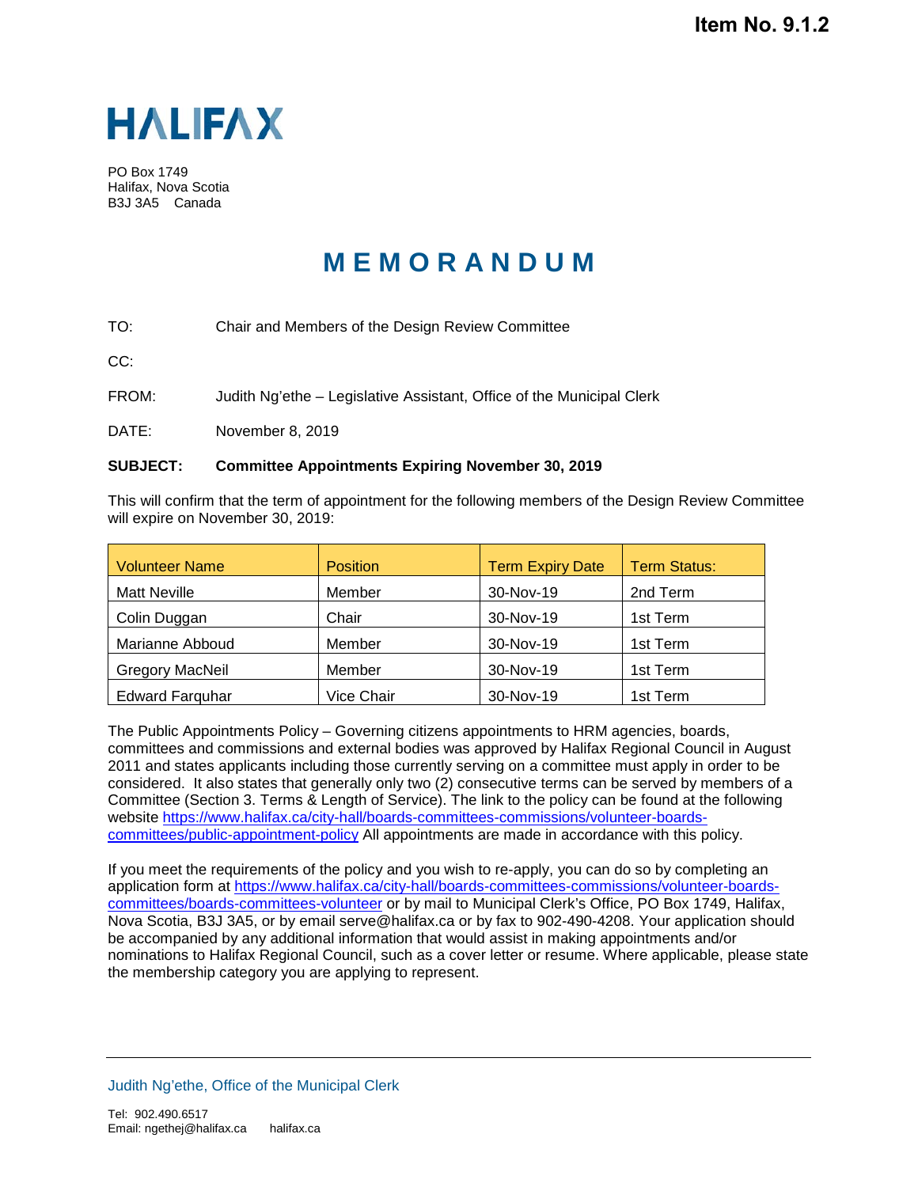Item No. 9.1.2

# HALIFAX

PO Box 1749
Halifax, Nova Scotia
B3J 3A5 Canada

## MEMORANDUM

TO: Chair and Members of the Design Review Committee

CC:

FROM: Judith Ng'ethe – Legislative Assistant, Office of the Municipal Clerk

DATE: November 8, 2019

**SUBJECT: Committee Appointments Expiring November 30, 2019**

This will confirm that the term of appointment for the following members of the Design Review Committee will expire on November 30, 2019:

| Volunteer Name | Position | Term Expiry Date | Term Status: |
|---|---|---|---|
| Matt Neville | Member | 30-Nov-19 | 2nd Term |
| Colin Duggan | Chair | 30-Nov-19 | 1st Term |
| Marianne Abboud | Member | 30-Nov-19 | 1st Term |
| Gregory MacNeil | Member | 30-Nov-19 | 1st Term |
| Edward Farquhar | Vice Chair | 30-Nov-19 | 1st Term |

The Public Appointments Policy – Governing citizens appointments to HRM agencies, boards, committees and commissions and external bodies was approved by Halifax Regional Council in August 2011 and states applicants including those currently serving on a committee must apply in order to be considered. It also states that generally only two (2) consecutive terms can be served by members of a Committee (Section 3. Terms & Length of Service). The link to the policy can be found at the following website https://www.halifax.ca/city-hall/boards-committees-commissions/volunteer-boards-committees/public-appointment-policy All appointments are made in accordance with this policy.

If you meet the requirements of the policy and you wish to re-apply, you can do so by completing an application form at https://www.halifax.ca/city-hall/boards-committees-commissions/volunteer-boards-committees/boards-committees-volunteer or by mail to Municipal Clerk's Office, PO Box 1749, Halifax, Nova Scotia, B3J 3A5, or by email serve@halifax.ca or by fax to 902-490-4208. Your application should be accompanied by any additional information that would assist in making appointments and/or nominations to Halifax Regional Council, such as a cover letter or resume. Where applicable, please state the membership category you are applying to represent.

Judith Ng'ethe, Office of the Municipal Clerk

Tel: 902.490.6517
Email: ngethej@halifax.ca halifax.ca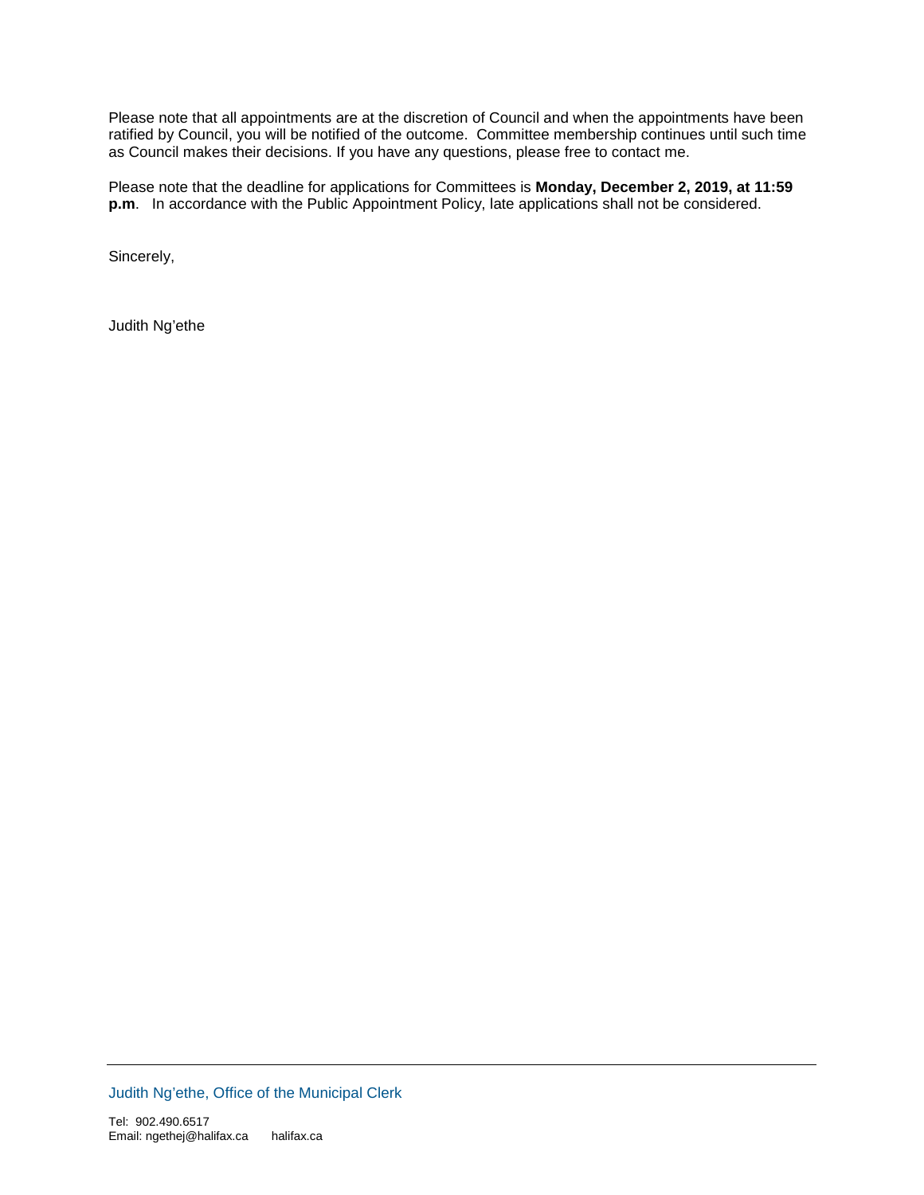Please note that all appointments are at the discretion of Council and when the appointments have been ratified by Council, you will be notified of the outcome. Committee membership continues until such time as Council makes their decisions. If you have any questions, please free to contact me.

Please note that the deadline for applications for Committees is **Monday, December 2, 2019, at 11:59 p.m**. In accordance with the Public Appointment Policy, late applications shall not be considered.

Sincerely,

Judith Ng'ethe

Judith Ng'ethe, Office of the Municipal Clerk

Tel: 902.490.6517
Email: ngethej@halifax.ca halifax.ca